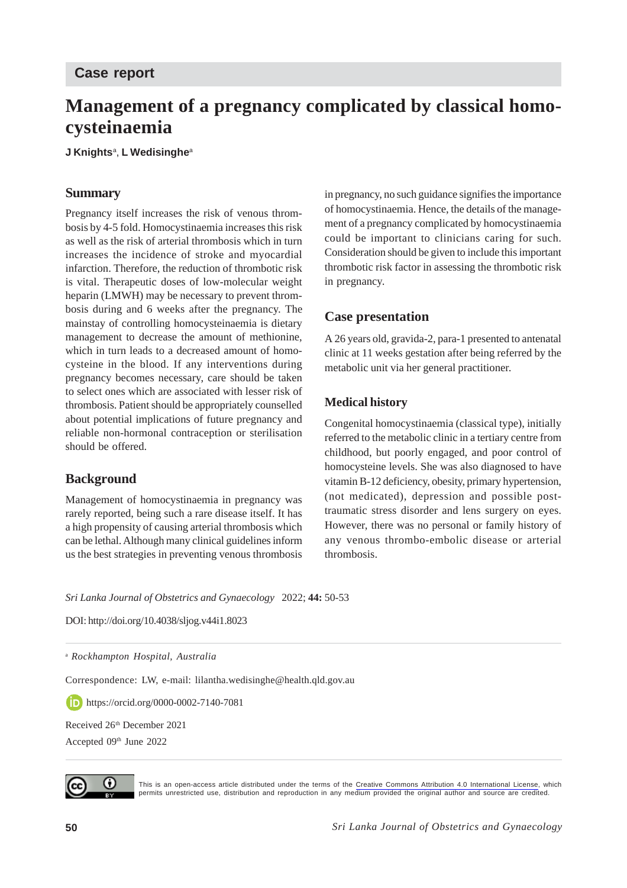Case report

# Management of a pregnancy complicated by classical homocysteinaemia

**J Knights**[a], **L Wedisinghe**[a]

## Summary

Pregnancy itself increases the risk of venous thrombosis by 4-5 fold. Homocystinaemia increases this risk as well as the risk of arterial thrombosis which in turn increases the incidence of stroke and myocardial infarction. Therefore, the reduction of thrombotic risk is vital. Therapeutic doses of low-molecular weight heparin (LMWH) may be necessary to prevent thrombosis during and 6 weeks after the pregnancy. The mainstay of controlling homocysteinaemia is dietary management to decrease the amount of methionine, which in turn leads to a decreased amount of homocysteine in the blood. If any interventions during pregnancy becomes necessary, care should be taken to select ones which are associated with lesser risk of thrombosis. Patient should be appropriately counselled about potential implications of future pregnancy and reliable non-hormonal contraception or sterilisation should be offered.

## Background

Management of homocystinaemia in pregnancy was rarely reported, being such a rare disease itself. It has a high propensity of causing arterial thrombosis which can be lethal. Although many clinical guidelines inform us the best strategies in preventing venous thrombosis in pregnancy, no such guidance signifies the importance of homocystinaemia. Hence, the details of the management of a pregnancy complicated by homocystinaemia could be important to clinicians caring for such. Consideration should be given to include this important thrombotic risk factor in assessing the thrombotic risk in pregnancy.

## Case presentation

A 26 years old, gravida-2, para-1 presented to antenatal clinic at 11 weeks gestation after being referred by the metabolic unit via her general practitioner.

## Medical history

Congenital homocystinaemia (classical type), initially referred to the metabolic clinic in a tertiary centre from childhood, but poorly engaged, and poor control of homocysteine levels. She was also diagnosed to have vitamin B-12 deficiency, obesity, primary hypertension, (not medicated), depression and possible post-traumatic stress disorder and lens surgery on eyes. However, there was no personal or family history of any venous thrombo-embolic disease or arterial thrombosis.

*Sri Lanka Journal of Obstetrics and Gynaecology* 2022; **44:** 50-53

DOI: http://doi.org/10.4038/sljog.v44i1.8023

[a] *Rockhampton Hospital, Australia*

Correspondence: LW, e-mail: lilantha.wedisinghe@health.qld.gov.au

https://orcid.org/0000-0002-7140-7081

Received 26th December 2021

Accepted 09th June 2022

This is an open-access article distributed under the terms of the Creative Commons Attribution 4.0 International License, which permits unrestricted use, distribution and reproduction in any medium provided the original author and source are credited.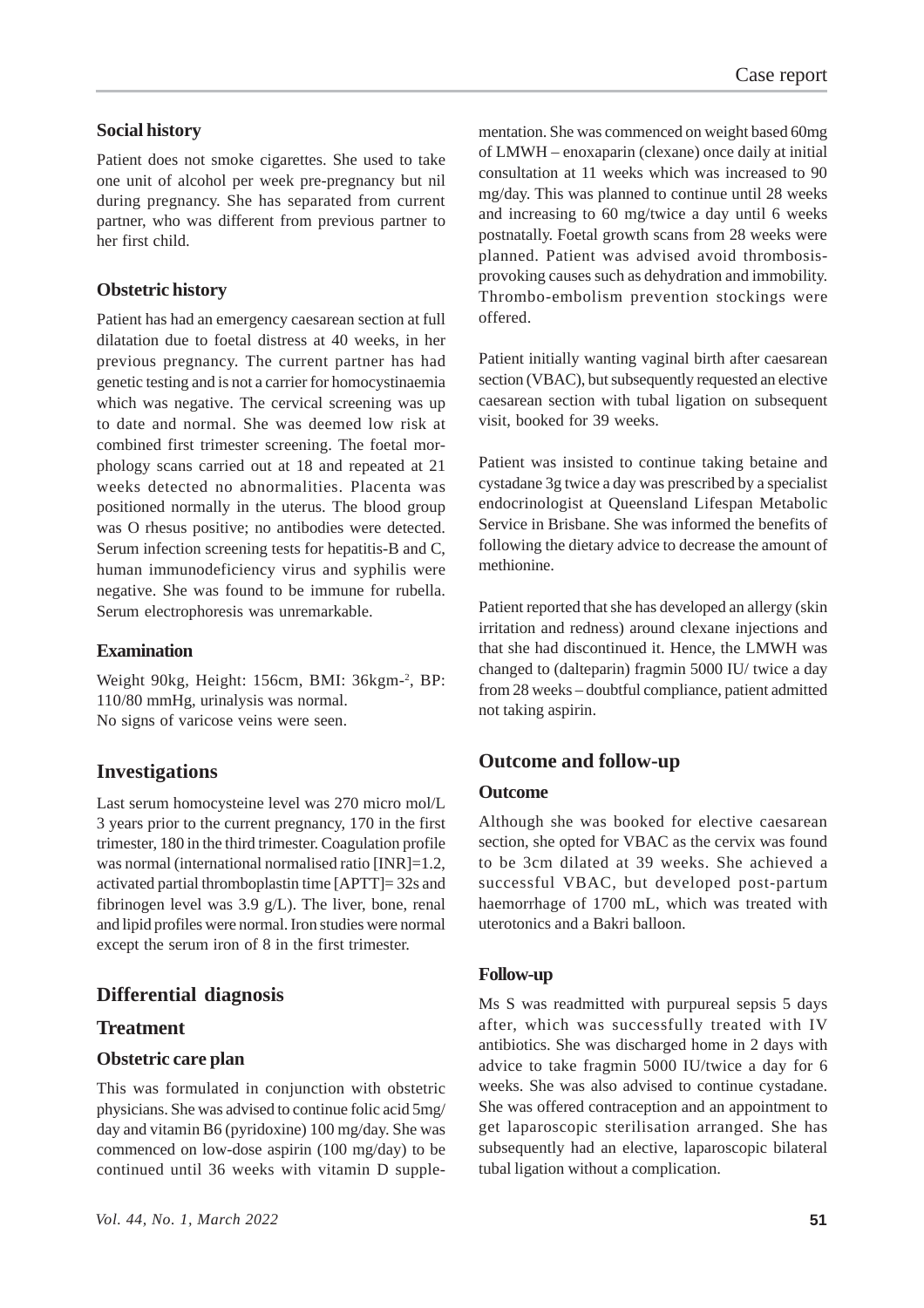### Social history

Patient does not smoke cigarettes. She used to take one unit of alcohol per week pre-pregnancy but nil during pregnancy. She has separated from current partner, who was different from previous partner to her first child.

### Obstetric history

Patient has had an emergency caesarean section at full dilatation due to foetal distress at 40 weeks, in her previous pregnancy. The current partner has had genetic testing and is not a carrier for homocystinaemia which was negative. The cervical screening was up to date and normal. She was deemed low risk at combined first trimester screening. The foetal morphology scans carried out at 18 and repeated at 21 weeks detected no abnormalities. Placenta was positioned normally in the uterus. The blood group was O rhesus positive; no antibodies were detected. Serum infection screening tests for hepatitis-B and C, human immunodeficiency virus and syphilis were negative. She was found to be immune for rubella. Serum electrophoresis was unremarkable.

### Examination

Weight 90kg, Height: 156cm, BMI: 36kgm-$^{2}$, BP: 110/80 mmHg, urinalysis was normal.
No signs of varicose veins were seen.

## Investigations

Last serum homocysteine level was 270 micro mol/L 3 years prior to the current pregnancy, 170 in the first trimester, 180 in the third trimester. Coagulation profile was normal (international normalised ratio [INR]=1.2, activated partial thromboplastin time [APTT]= 32s and fibrinogen level was 3.9 g/L). The liver, bone, renal and lipid profiles were normal. Iron studies were normal except the serum iron of 8 in the first trimester.

## Differential diagnosis

## Treatment

### Obstetric care plan

This was formulated in conjunction with obstetric physicians. She was advised to continue folic acid 5mg/day and vitamin B6 (pyridoxine) 100 mg/day. She was commenced on low-dose aspirin (100 mg/day) to be continued until 36 weeks with vitamin D supplementation. She was commenced on weight based 60mg of LMWH – enoxaparin (clexane) once daily at initial consultation at 11 weeks which was increased to 90 mg/day. This was planned to continue until 28 weeks and increasing to 60 mg/twice a day until 6 weeks postnatally. Foetal growth scans from 28 weeks were planned. Patient was advised avoid thrombosis-provoking causes such as dehydration and immobility. Thrombo-embolism prevention stockings were offered.

Patient initially wanting vaginal birth after caesarean section (VBAC), but subsequently requested an elective caesarean section with tubal ligation on subsequent visit, booked for 39 weeks.

Patient was insisted to continue taking betaine and cystadane 3g twice a day was prescribed by a specialist endocrinologist at Queensland Lifespan Metabolic Service in Brisbane. She was informed the benefits of following the dietary advice to decrease the amount of methionine.

Patient reported that she has developed an allergy (skin irritation and redness) around clexane injections and that she had discontinued it. Hence, the LMWH was changed to (dalteparin) fragmin 5000 IU/ twice a day from 28 weeks – doubtful compliance, patient admitted not taking aspirin.

## Outcome and follow-up

### Outcome

Although she was booked for elective caesarean section, she opted for VBAC as the cervix was found to be 3cm dilated at 39 weeks. She achieved a successful VBAC, but developed post-partum haemorrhage of 1700 mL, which was treated with uterotonics and a Bakri balloon.

### Follow-up

Ms S was readmitted with purpureal sepsis 5 days after, which was successfully treated with IV antibiotics. She was discharged home in 2 days with advice to take fragmin 5000 IU/twice a day for 6 weeks. She was also advised to continue cystadane. She was offered contraception and an appointment to get laparoscopic sterilisation arranged. She has subsequently had an elective, laparoscopic bilateral tubal ligation without a complication.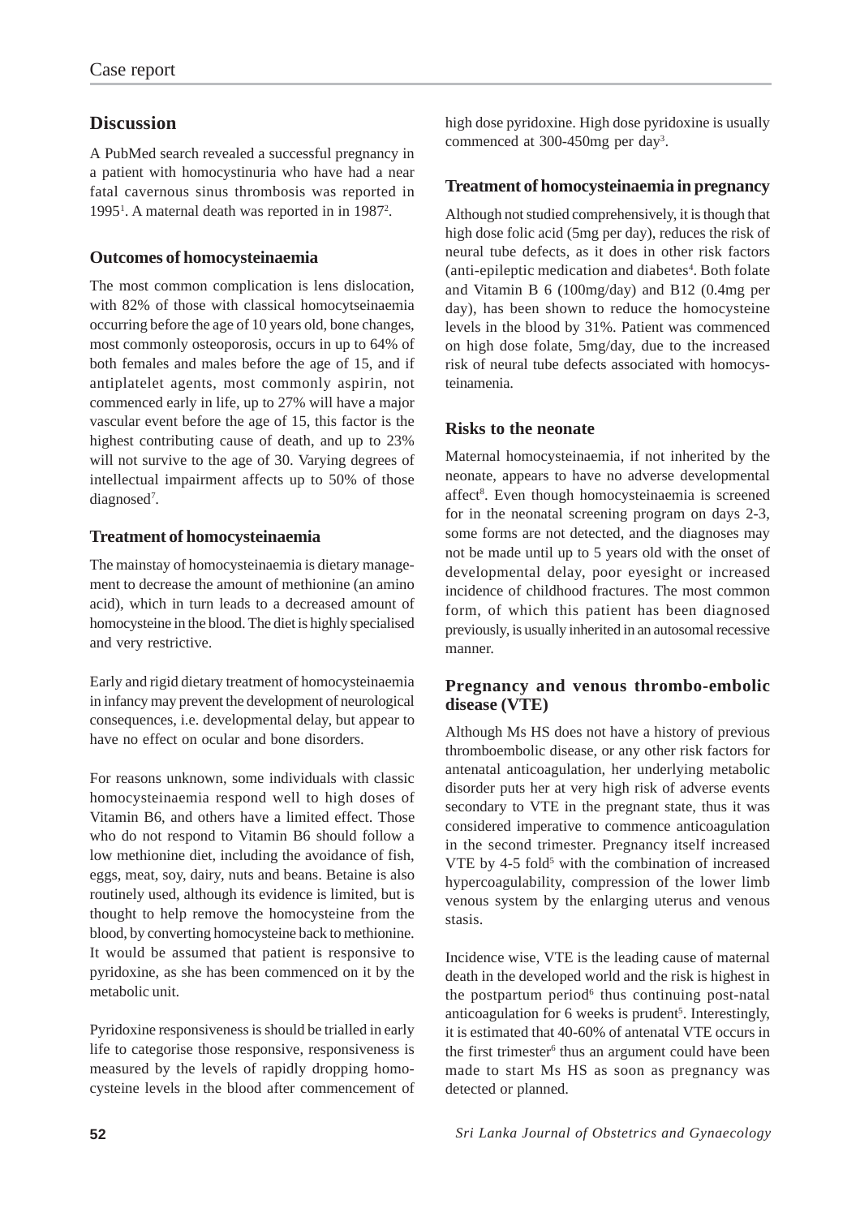## Discussion

A PubMed search revealed a successful pregnancy in a patient with homocystinuria who have had a near fatal cavernous sinus thrombosis was reported in 1995[1]. A maternal death was reported in in 1987[2].

### Outcomes of homocysteinaemia

The most common complication is lens dislocation, with 82% of those with classical homocytseinaemia occurring before the age of 10 years old, bone changes, most commonly osteoporosis, occurs in up to 64% of both females and males before the age of 15, and if antiplatelet agents, most commonly aspirin, not commenced early in life, up to 27% will have a major vascular event before the age of 15, this factor is the highest contributing cause of death, and up to 23% will not survive to the age of 30. Varying degrees of intellectual impairment affects up to 50% of those diagnosed[7].

### Treatment of homocysteinaemia

The mainstay of homocysteinaemia is dietary management to decrease the amount of methionine (an amino acid), which in turn leads to a decreased amount of homocysteine in the blood. The diet is highly specialised and very restrictive.

Early and rigid dietary treatment of homocysteinaemia in infancy may prevent the development of neurological consequences, i.e. developmental delay, but appear to have no effect on ocular and bone disorders.

For reasons unknown, some individuals with classic homocysteinaemia respond well to high doses of Vitamin B6, and others have a limited effect. Those who do not respond to Vitamin B6 should follow a low methionine diet, including the avoidance of fish, eggs, meat, soy, dairy, nuts and beans. Betaine is also routinely used, although its evidence is limited, but is thought to help remove the homocysteine from the blood, by converting homocysteine back to methionine. It would be assumed that patient is responsive to pyridoxine, as she has been commenced on it by the metabolic unit.

Pyridoxine responsiveness is should be trialled in early life to categorise those responsive, responsiveness is measured by the levels of rapidly dropping homocysteine levels in the blood after commencement of high dose pyridoxine. High dose pyridoxine is usually commenced at 300-450mg per day[3].

### Treatment of homocysteinaemia in pregnancy

Although not studied comprehensively, it is though that high dose folic acid (5mg per day), reduces the risk of neural tube defects, as it does in other risk factors (anti-epileptic medication and diabetes[4]. Both folate and Vitamin B 6 (100mg/day) and B12 (0.4mg per day), has been shown to reduce the homocysteine levels in the blood by 31%. Patient was commenced on high dose folate, 5mg/day, due to the increased risk of neural tube defects associated with homocysteinamenia.

### Risks to the neonate

Maternal homocysteinaemia, if not inherited by the neonate, appears to have no adverse developmental affect[8]. Even though homocysteinaemia is screened for in the neonatal screening program on days 2-3, some forms are not detected, and the diagnoses may not be made until up to 5 years old with the onset of developmental delay, poor eyesight or increased incidence of childhood fractures. The most common form, of which this patient has been diagnosed previously, is usually inherited in an autosomal recessive manner.

### Pregnancy and venous thrombo-embolic disease (VTE)

Although Ms HS does not have a history of previous thromboembolic disease, or any other risk factors for antenatal anticoagulation, her underlying metabolic disorder puts her at very high risk of adverse events secondary to VTE in the pregnant state, thus it was considered imperative to commence anticoagulation in the second trimester. Pregnancy itself increased VTE by 4-5 fold[5] with the combination of increased hypercoagulability, compression of the lower limb venous system by the enlarging uterus and venous stasis.

Incidence wise, VTE is the leading cause of maternal death in the developed world and the risk is highest in the postpartum period[6] thus continuing post-natal anticoagulation for 6 weeks is prudent[5]. Interestingly, it is estimated that 40-60% of antenatal VTE occurs in the first trimester[6] thus an argument could have been made to start Ms HS as soon as pregnancy was detected or planned.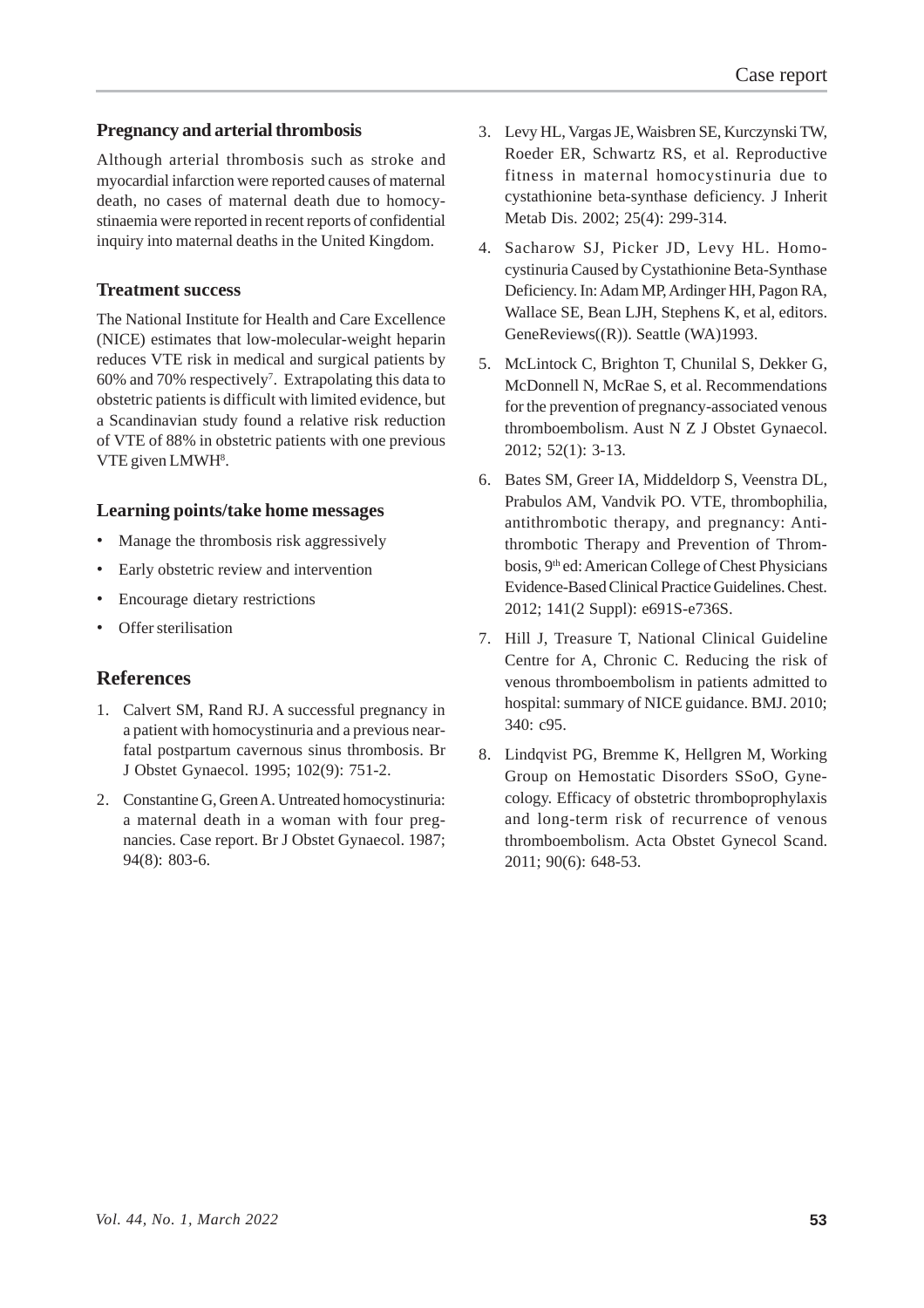### Pregnancy and arterial thrombosis

Although arterial thrombosis such as stroke and myocardial infarction were reported causes of maternal death, no cases of maternal death due to homocystinaemia were reported in recent reports of confidential inquiry into maternal deaths in the United Kingdom.

### Treatment success

The National Institute for Health and Care Excellence (NICE) estimates that low-molecular-weight heparin reduces VTE risk in medical and surgical patients by 60% and 70% respectively[7]. Extrapolating this data to obstetric patients is difficult with limited evidence, but a Scandinavian study found a relative risk reduction of VTE of 88% in obstetric patients with one previous VTE given LMWH[8].

### Learning points/take home messages

- Manage the thrombosis risk aggressively
- Early obstetric review and intervention
- Encourage dietary restrictions
- Offer sterilisation

## References

1. Calvert SM, Rand RJ. A successful pregnancy in a patient with homocystinuria and a previous near-fatal postpartum cavernous sinus thrombosis. Br J Obstet Gynaecol. 1995; 102(9): 751-2.
2. Constantine G, Green A. Untreated homocystinuria: a maternal death in a woman with four pregnancies. Case report. Br J Obstet Gynaecol. 1987; 94(8): 803-6.
3. Levy HL, Vargas JE, Waisbren SE, Kurczynski TW, Roeder ER, Schwartz RS, et al. Reproductive fitness in maternal homocystinuria due to cystathionine beta-synthase deficiency. J Inherit Metab Dis. 2002; 25(4): 299-314.
4. Sacharow SJ, Picker JD, Levy HL. Homocystinuria Caused by Cystathionine Beta-Synthase Deficiency. In: Adam MP, Ardinger HH, Pagon RA, Wallace SE, Bean LJH, Stephens K, et al, editors. GeneReviews((R)). Seattle (WA)1993.
5. McLintock C, Brighton T, Chunilal S, Dekker G, McDonnell N, McRae S, et al. Recommendations for the prevention of pregnancy-associated venous thromboembolism. Aust N Z J Obstet Gynaecol. 2012; 52(1): 3-13.
6. Bates SM, Greer IA, Middeldorp S, Veenstra DL, Prabulos AM, Vandvik PO. VTE, thrombophilia, antithrombotic therapy, and pregnancy: Antithrombotic Therapy and Prevention of Thrombosis, 9th ed: American College of Chest Physicians Evidence-Based Clinical Practice Guidelines. Chest. 2012; 141(2 Suppl): e691S-e736S.
7. Hill J, Treasure T, National Clinical Guideline Centre for A, Chronic C. Reducing the risk of venous thromboembolism in patients admitted to hospital: summary of NICE guidance. BMJ. 2010; 340: c95.
8. Lindqvist PG, Bremme K, Hellgren M, Working Group on Hemostatic Disorders SSoO, Gynecology. Efficacy of obstetric thromboprophylaxis and long-term risk of recurrence of venous thromboembolism. Acta Obstet Gynecol Scand. 2011; 90(6): 648-53.